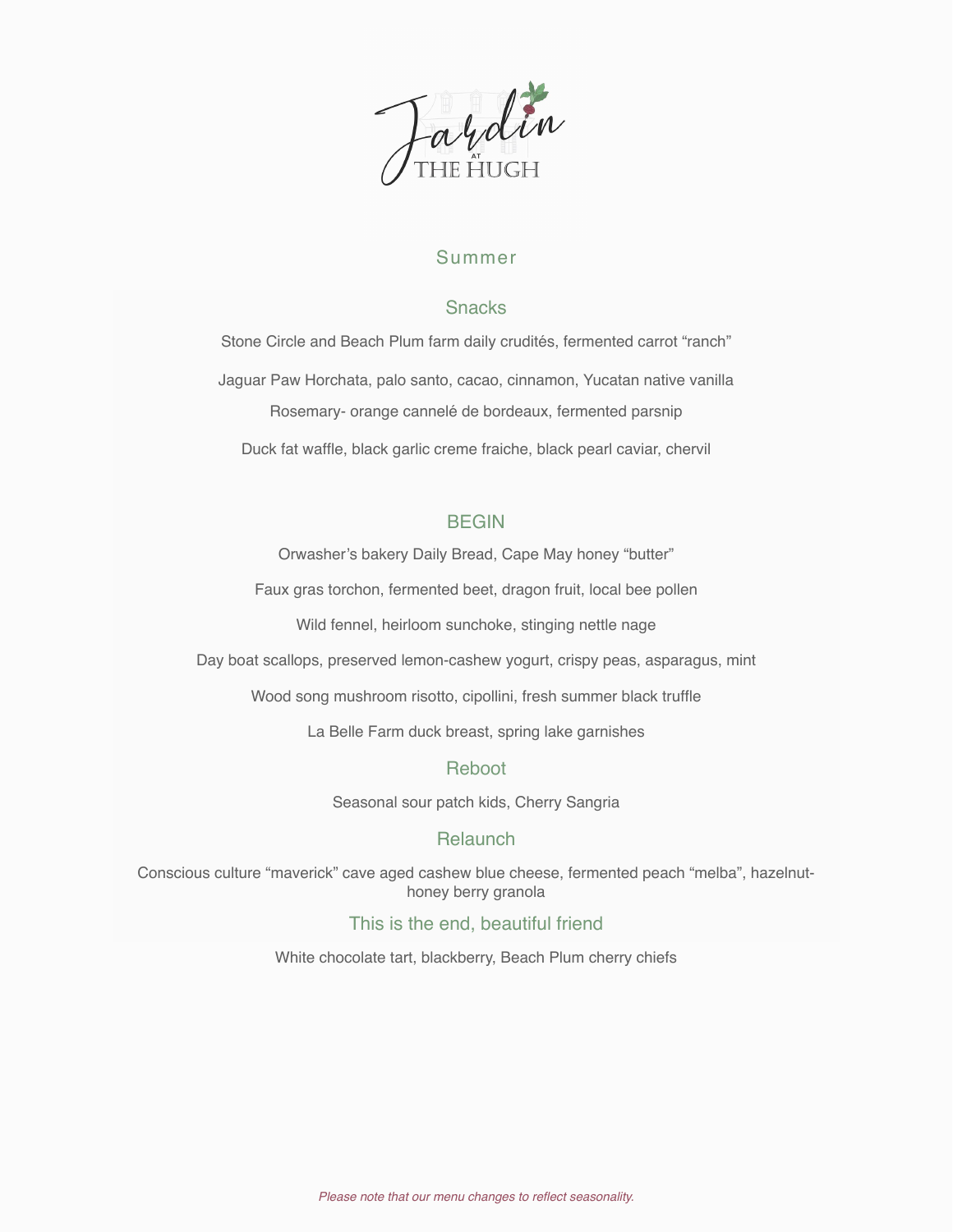# Jardin at THE HUGH

## Summer

### Snacks

Stone Circle and Beach Plum farm daily crudités, fermented carrot "ranch"

Jaguar Paw Horchata, palo santo, cacao, cinnamon, Yucatan native vanilla

Rosemary- orange cannelé de bordeaux, fermented parsnip

Duck fat waffle, black garlic creme fraiche, black pearl caviar, chervil

### BEGIN

Orwasher's bakery Daily Bread, Cape May honey "butter"

Faux gras torchon, fermented beet, dragon fruit, local bee pollen

Wild fennel, heirloom sunchoke, stinging nettle nage

Day boat scallops, preserved lemon-cashew yogurt, crispy peas, asparagus, mint

Wood song mushroom risotto, cipollini, fresh summer black truffle

La Belle Farm duck breast, spring lake garnishes

### Reboot

Seasonal sour patch kids, Cherry Sangria

### Relaunch

Conscious culture "maverick" cave aged cashew blue cheese, fermented peach "melba", hazelnut-honey berry granola

### This is the end, beautiful friend

White chocolate tart, blackberry, Beach Plum cherry chiefs

*Please note that our menu changes to reflect seasonality.*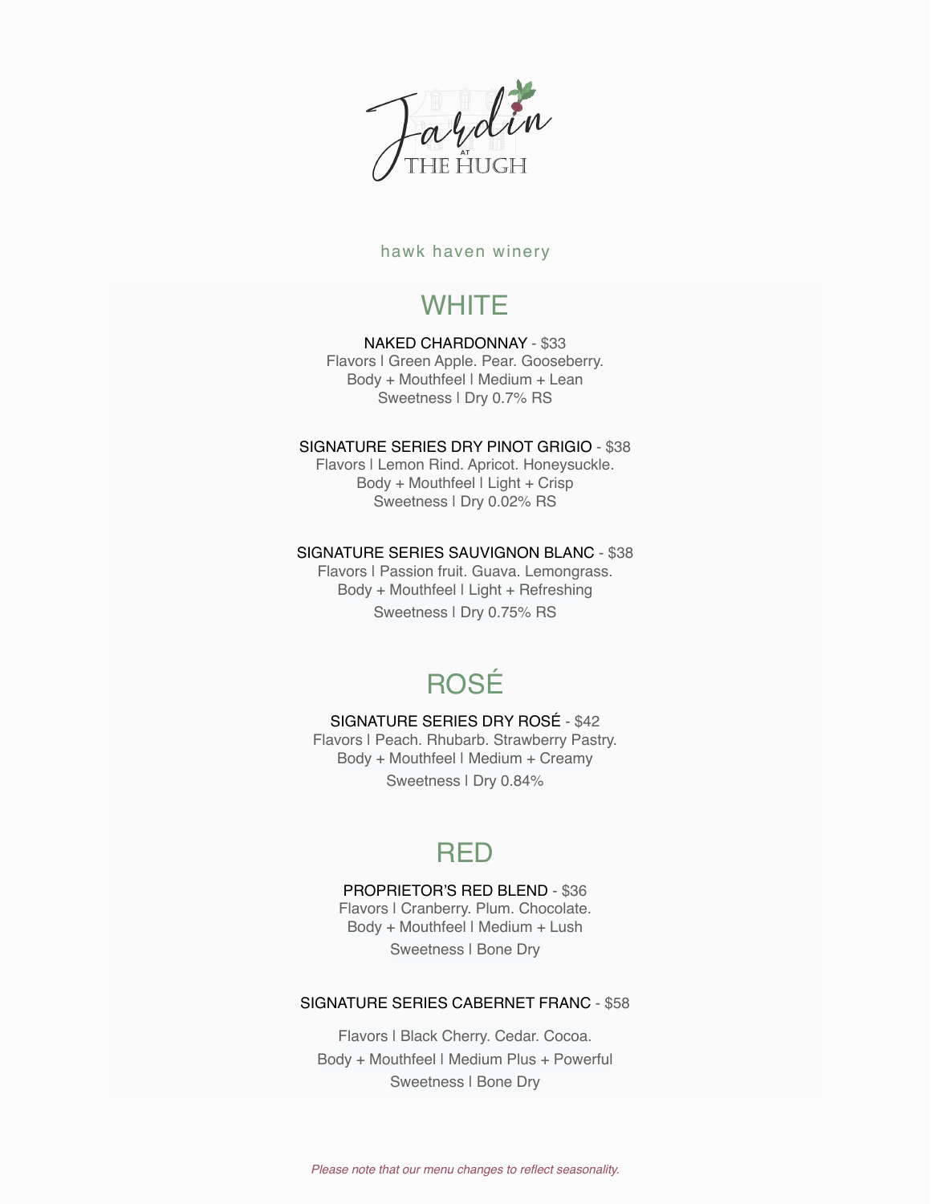# Jardin at THE HUGH

hawk haven winery

## WHITE

**NAKED CHARDONNAY** - $33
Flavors | Green Apple. Pear. Gooseberry.
Body + Mouthfeel | Medium + Lean
Sweetness | Dry 0.7% RS

**SIGNATURE SERIES DRY PINOT GRIGIO** - $38
Flavors | Lemon Rind. Apricot. Honeysuckle.
Body + Mouthfeel | Light + Crisp
Sweetness | Dry 0.02% RS

**SIGNATURE SERIES SAUVIGNON BLANC** - $38
Flavors | Passion fruit. Guava. Lemongrass.
Body + Mouthfeel | Light + Refreshing
Sweetness | Dry 0.75% RS

## ROSÉ

**SIGNATURE SERIES DRY ROSÉ** - $42
Flavors | Peach. Rhubarb. Strawberry Pastry.
Body + Mouthfeel | Medium + Creamy
Sweetness | Dry 0.84%

## RED

**PROPRIETOR'S RED BLEND** - $36
Flavors | Cranberry. Plum. Chocolate.
Body + Mouthfeel | Medium + Lush
Sweetness | Bone Dry

**SIGNATURE SERIES CABERNET FRANC** - $58
Flavors | Black Cherry. Cedar. Cocoa.
Body + Mouthfeel | Medium Plus + Powerful
Sweetness | Bone Dry

*Please note that our menu changes to reflect seasonality.*